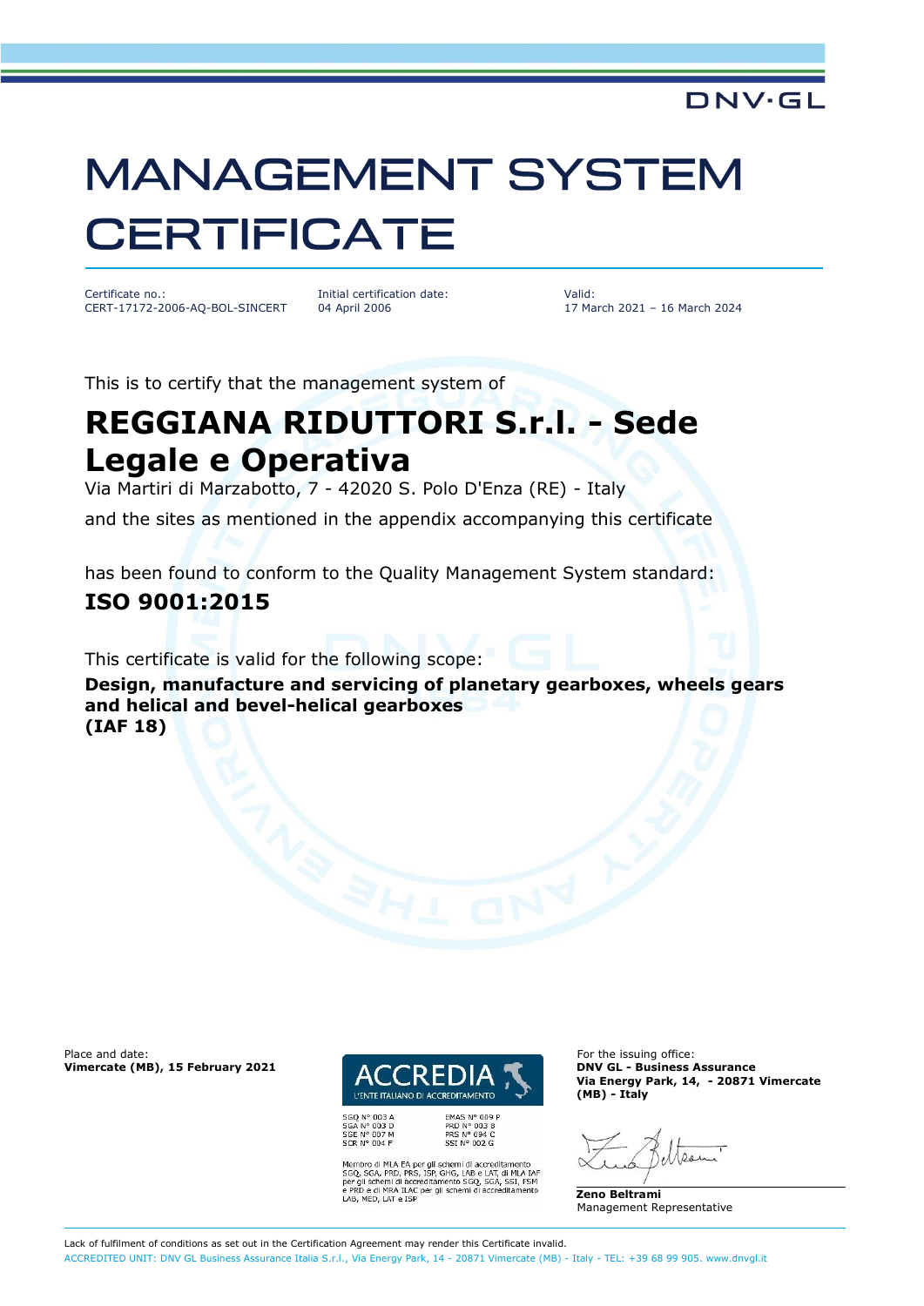DNV·GL

# MANAGEMENT SYSTEM CERTIFICATE

| Certificate no.: | Initial certification date: | Valid: |
|---|---|---|
| CERT-17172-2006-AQ-BOL-SINCERT | 04 April 2006 | 17 March 2021 – 16 March 2024 |

This is to certify that the management system of

## REGGIANA RIDUTTORI S.r.l. - Sede Legale e Operativa

Via Martiri di Marzabotto, 7 - 42020 S. Polo D'Enza (RE) - Italy

and the sites as mentioned in the appendix accompanying this certificate

has been found to conform to the Quality Management System standard:

**ISO 9001:2015**

This certificate is valid for the following scope:

**Design, manufacture and servicing of planetary gearboxes, wheels gears and helical and bevel-helical gearboxes**
**(IAF 18)**

Place and date:
**Vimercate (MB), 15 February 2021**

ACCREDIA
L'ENTE ITALIANO DI ACCREDITAMENTO

SGQ N° 003 A
SGA N° 003 D
SGE N° 007 M
SCR N° 004 F

EMAS N° 009 P
PRD N° 003 B
PRS N° 094 C
SSI N° 002 G

Membro di MLA EA per gli schemi di accreditamento SGQ, SGA, PRD, PRS, ISP, GHG, LAB e LAT, di MLA IAF per gli schemi di accreditamento SGQ, SGA, SSI, FSM e PRD e di MRA ILAC per gli schemi di accreditamento LAB, MED, LAT e ISP

For the issuing office:
**DNV GL - Business Assurance**
**Via Energy Park, 14, - 20871 Vimercate (MB) - Italy**

**Zeno Beltrami**
Management Representative

Lack of fulfilment of conditions as set out in the Certification Agreement may render this Certificate invalid.
ACCREDITED UNIT: DNV GL Business Assurance Italia S.r.l., Via Energy Park, 14 - 20871 Vimercate (MB) - Italy - TEL: +39 68 99 905. www.dnvgl.it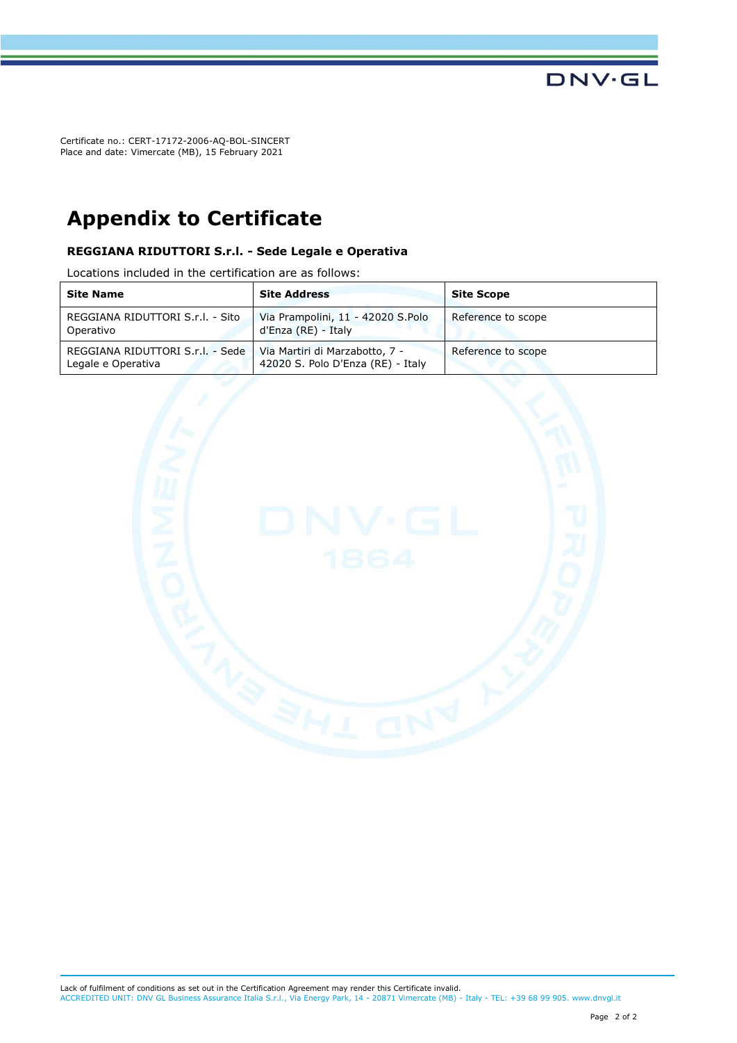Certificate no.: CERT-17172-2006-AQ-BOL-SINCERT
Place and date: Vimercate (MB), 15 February 2021

# Appendix to Certificate

### REGGIANA RIDUTTORI S.r.l. - Sede Legale e Operativa

Locations included in the certification are as follows:

| Site Name | Site Address | Site Scope |
|---|---|---|
| REGGIANA RIDUTTORI S.r.l. - Sito Operativo | Via Prampolini, 11 - 42020 S.Polo d'Enza (RE) - Italy | Reference to scope |
| REGGIANA RIDUTTORI S.r.l. - Sede Legale e Operativa | Via Martiri di Marzabotto, 7 - 42020 S. Polo D'Enza (RE) - Italy | Reference to scope |

Lack of fulfilment of conditions as set out in the Certification Agreement may render this Certificate invalid.
ACCREDITED UNIT: DNV GL Business Assurance Italia S.r.l., Via Energy Park, 14 - 20871 Vimercate (MB) - Italy - TEL: +39 68 99 905. www.dnvgl.it